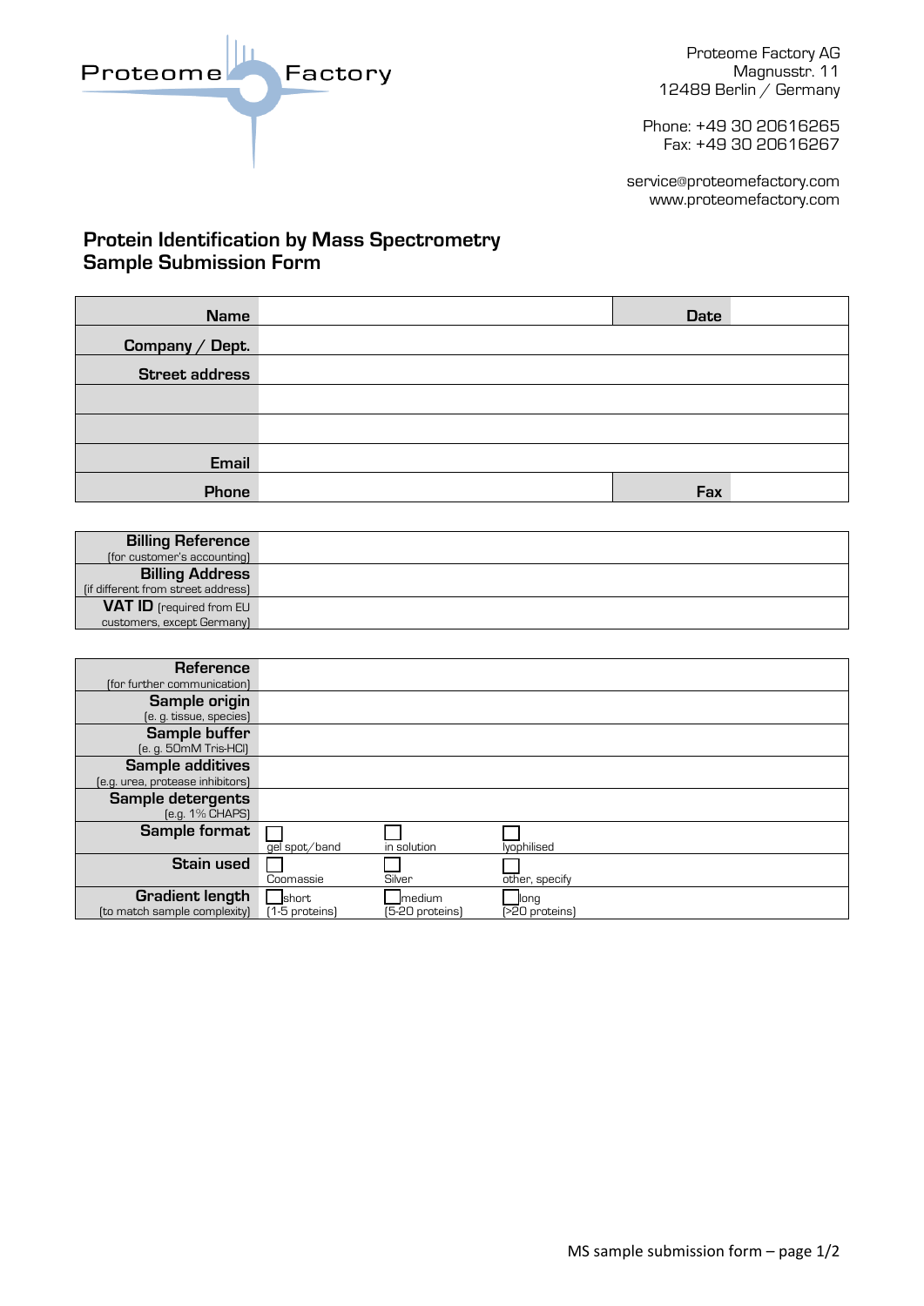Proteome Factory

Proteome Factory AG
Magnusstr. 11
12489 Berlin / Germany

Phone: +49 30 20616265
Fax: +49 30 20616267

service@proteomefactory.com
www.proteomefactory.com

## Protein Identification by Mass Spectrometry Sample Submission Form

| **Name** | | **Date** | |
|---|---|---|---|
| **Company / Dept.** | | | |
| **Street address** | | | |
| | | | |
| | | | |
| **Email** | | | |
| **Phone** | | **Fax** | |

| **Billing Reference** (for customer's accounting) | |
|---|---|
| **Billing Address** (if different from street address) | |
| **VAT ID** (required from EU customers, except Germany) | |

| **Reference** (for further communication) | | | |
|---|---|---|---|
| **Sample origin** (e. g. tissue, species) | | | |
| **Sample buffer** (e. g. 50mM Tris-HCl) | | | |
| **Sample additives** (e.g. urea, protease inhibitors) | | | |
| **Sample detergents** (e.g. 1% CHAPS) | | | |
| **Sample format** | ☐ gel spot/band | ☐ in solution | ☐ lyophilised |
| **Stain used** | ☐ Coomassie | ☐ Silver | ☐ other, specify |
| **Gradient length** (to match sample complexity) | ☐ short (1-5 proteins) | ☐ medium (5-20 proteins) | ☐ long (>20 proteins) |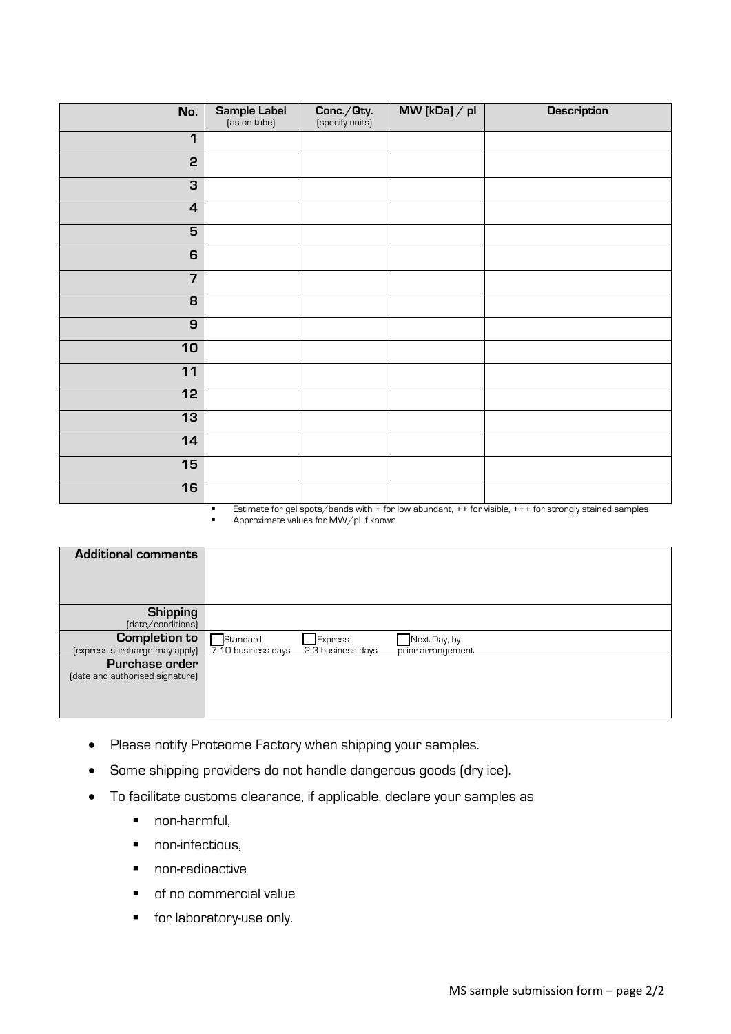| No. | Sample Label (as on tube) | Conc./Qty. (specify units) | MW [kDa] / pI | Description |
|---|---|---|---|---|
| 1 | | | | |
| 2 | | | | |
| 3 | | | | |
| 4 | | | | |
| 5 | | | | |
| 6 | | | | |
| 7 | | | | |
| 8 | | | | |
| 9 | | | | |
| 10 | | | | |
| 11 | | | | |
| 12 | | | | |
| 13 | | | | |
| 14 | | | | |
| 15 | | | | |
| 16 | | | | |

- Estimate for gel spots/bands with + for low abundant, ++ for visible, +++ for strongly stained samples
- Approximate values for MW/pI if known

| | |
|---|---|
| **Additional comments** | |
| **Shipping** (date/conditions) | |
| **Completion to** (express surcharge may apply) | ☐ Standard 7-10 business days ☐ Express 2-3 business days ☐ Next Day, by prior arrangement |
| **Purchase order** (date and authorised signature) | |

- Please notify Proteome Factory when shipping your samples.
- Some shipping providers do not handle dangerous goods (dry ice).
- To facilitate customs clearance, if applicable, declare your samples as
  - non-harmful,
  - non-infectious,
  - non-radioactive
  - of no commercial value
  - for laboratory-use only.